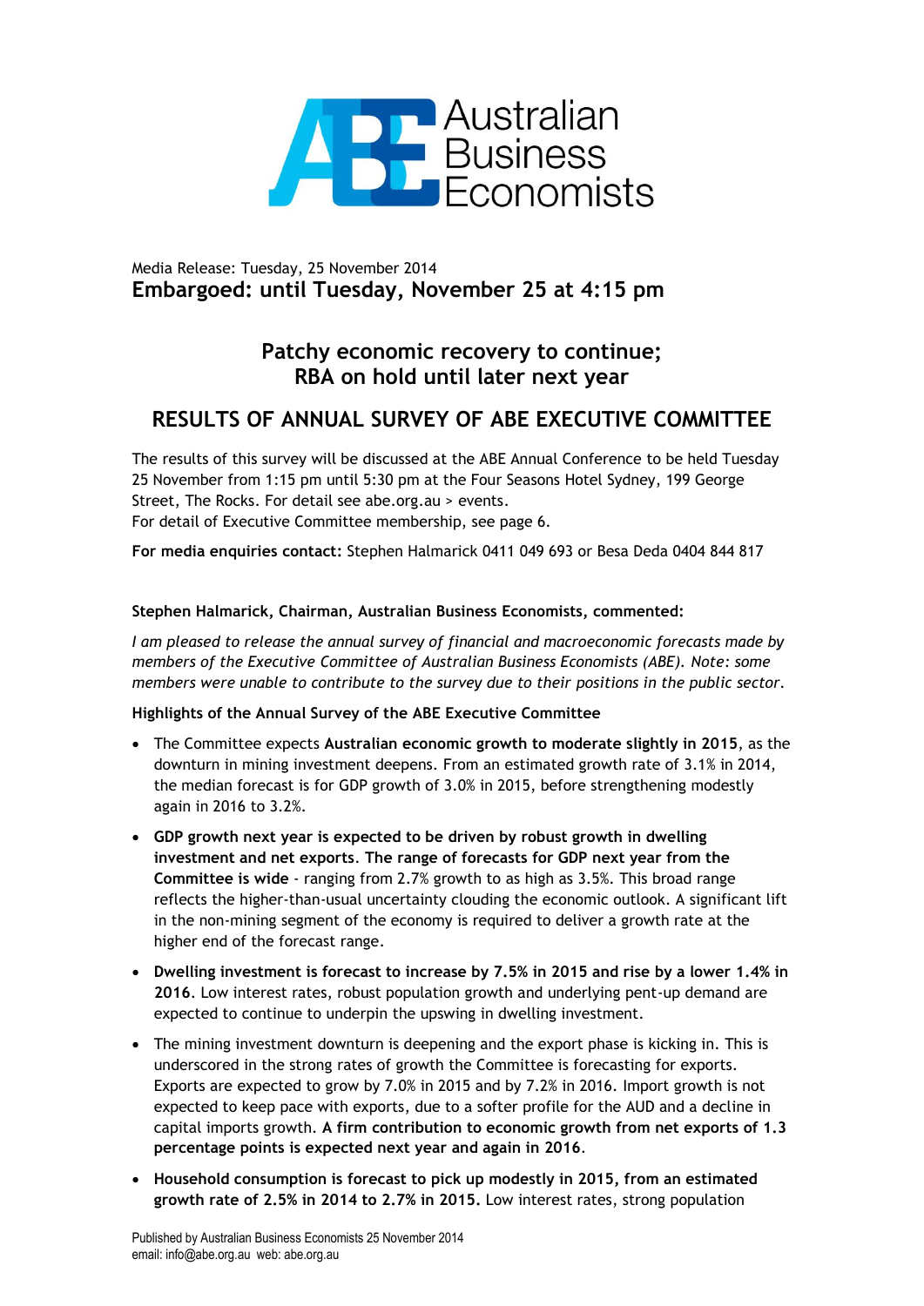Australian Business Economists

Media Release: Tuesday, 25 November 2014
**Embargoed: until Tuesday, November 25 at 4:15 pm**

## Patchy economic recovery to continue; RBA on hold until later next year

## RESULTS OF ANNUAL SURVEY OF ABE EXECUTIVE COMMITTEE

The results of this survey will be discussed at the ABE Annual Conference to be held Tuesday 25 November from 1:15 pm until 5:30 pm at the Four Seasons Hotel Sydney, 199 George Street, The Rocks. For detail see abe.org.au > events.
For detail of Executive Committee membership, see page 6.

**For media enquiries contact:** Stephen Halmarick 0411 049 693 or Besa Deda 0404 844 817

**Stephen Halmarick, Chairman, Australian Business Economists, commented:**

*I am pleased to release the annual survey of financial and macroeconomic forecasts made by members of the Executive Committee of Australian Business Economists (ABE). Note: some members were unable to contribute to the survey due to their positions in the public sector.*

**Highlights of the Annual Survey of the ABE Executive Committee**

- The Committee expects **Australian economic growth to moderate slightly in 2015**, as the downturn in mining investment deepens. From an estimated growth rate of 3.1% in 2014, the median forecast is for GDP growth of 3.0% in 2015, before strengthening modestly again in 2016 to 3.2%.
- **GDP growth next year is expected to be driven by robust growth in dwelling investment and net exports**. **The range of forecasts for GDP next year from the Committee is wide** - ranging from 2.7% growth to as high as 3.5%. This broad range reflects the higher-than-usual uncertainty clouding the economic outlook. A significant lift in the non-mining segment of the economy is required to deliver a growth rate at the higher end of the forecast range.
- **Dwelling investment is forecast to increase by 7.5% in 2015 and rise by a lower 1.4% in 2016**. Low interest rates, robust population growth and underlying pent-up demand are expected to continue to underpin the upswing in dwelling investment.
- The mining investment downturn is deepening and the export phase is kicking in. This is underscored in the strong rates of growth the Committee is forecasting for exports. Exports are expected to grow by 7.0% in 2015 and by 7.2% in 2016. Import growth is not expected to keep pace with exports, due to a softer profile for the AUD and a decline in capital imports growth. **A firm contribution to economic growth from net exports of 1.3 percentage points is expected next year and again in 2016**.
- **Household consumption is forecast to pick up modestly in 2015, from an estimated growth rate of 2.5% in 2014 to 2.7% in 2015.** Low interest rates, strong population

Published by Australian Business Economists 25 November 2014
email: info@abe.org.au web: abe.org.au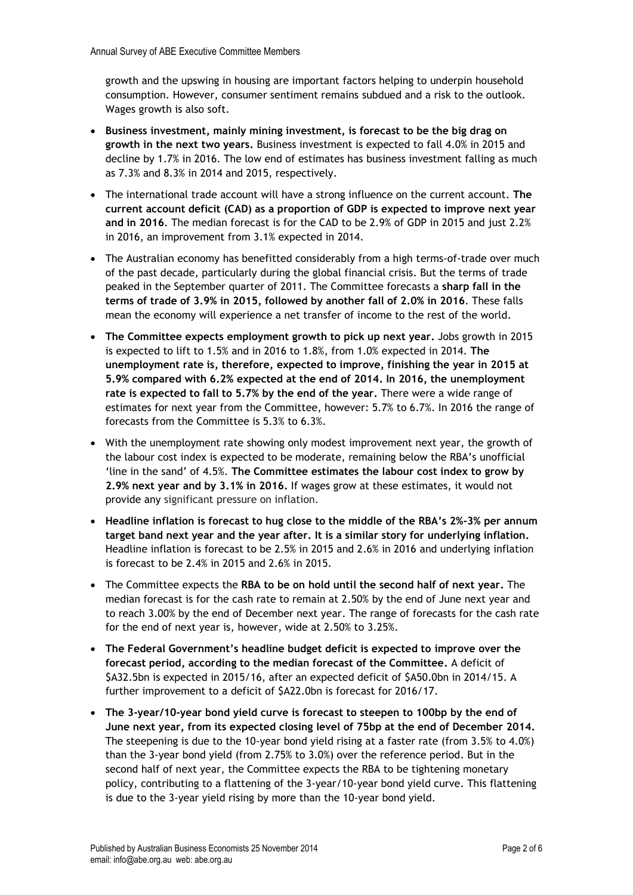growth and the upswing in housing are important factors helping to underpin household consumption. However, consumer sentiment remains subdued and a risk to the outlook. Wages growth is also soft.

- **Business investment, mainly mining investment, is forecast to be the big drag on growth in the next two years.** Business investment is expected to fall 4.0% in 2015 and decline by 1.7% in 2016. The low end of estimates has business investment falling as much as 7.3% and 8.3% in 2014 and 2015, respectively.
- The international trade account will have a strong influence on the current account. **The current account deficit (CAD) as a proportion of GDP is expected to improve next year and in 2016**. The median forecast is for the CAD to be 2.9% of GDP in 2015 and just 2.2% in 2016, an improvement from 3.1% expected in 2014.
- The Australian economy has benefitted considerably from a high terms-of-trade over much of the past decade, particularly during the global financial crisis. But the terms of trade peaked in the September quarter of 2011. The Committee forecasts a **sharp fall in the terms of trade of 3.9% in 2015, followed by another fall of 2.0% in 2016**. These falls mean the economy will experience a net transfer of income to the rest of the world.
- **The Committee expects employment growth to pick up next year.** Jobs growth in 2015 is expected to lift to 1.5% and in 2016 to 1.8%, from 1.0% expected in 2014. **The unemployment rate is, therefore, expected to improve, finishing the year in 2015 at 5.9% compared with 6.2% expected at the end of 2014. In 2016, the unemployment rate is expected to fall to 5.7% by the end of the year.** There were a wide range of estimates for next year from the Committee, however: 5.7% to 6.7%. In 2016 the range of forecasts from the Committee is 5.3% to 6.3%.
- With the unemployment rate showing only modest improvement next year, the growth of the labour cost index is expected to be moderate, remaining below the RBA's unofficial 'line in the sand' of 4.5%. **The Committee estimates the labour cost index to grow by 2.9% next year and by 3.1% in 2016.** If wages grow at these estimates, it would not provide any significant pressure on inflation.
- **Headline inflation is forecast to hug close to the middle of the RBA's 2%-3% per annum target band next year and the year after. It is a similar story for underlying inflation.** Headline inflation is forecast to be 2.5% in 2015 and 2.6% in 2016 and underlying inflation is forecast to be 2.4% in 2015 and 2.6% in 2015.
- The Committee expects the **RBA to be on hold until the second half of next year.** The median forecast is for the cash rate to remain at 2.50% by the end of June next year and to reach 3.00% by the end of December next year. The range of forecasts for the cash rate for the end of next year is, however, wide at 2.50% to 3.25%.
- **The Federal Government's headline budget deficit is expected to improve over the forecast period, according to the median forecast of the Committee.** A deficit of $A32.5bn is expected in 2015/16, after an expected deficit of $A50.0bn in 2014/15. A further improvement to a deficit of $A22.0bn is forecast for 2016/17.
- **The 3-year/10-year bond yield curve is forecast to steepen to 100bp by the end of June next year, from its expected closing level of 75bp at the end of December 2014.** The steepening is due to the 10-year bond yield rising at a faster rate (from 3.5% to 4.0%) than the 3-year bond yield (from 2.75% to 3.0%) over the reference period. But in the second half of next year, the Committee expects the RBA to be tightening monetary policy, contributing to a flattening of the 3-year/10-year bond yield curve. This flattening is due to the 3-year yield rising by more than the 10-year bond yield.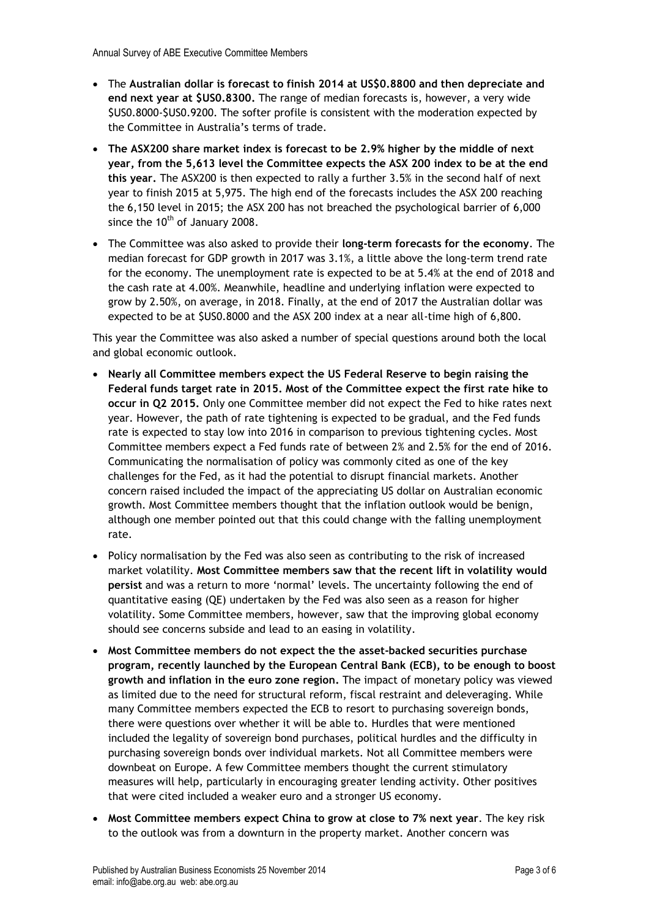- The **Australian dollar is forecast to finish 2014 at US$0.8800 and then depreciate and end next year at $US0.8300.** The range of median forecasts is, however, a very wide $US0.8000-$US0.9200. The softer profile is consistent with the moderation expected by the Committee in Australia's terms of trade.
- **The ASX200 share market index is forecast to be 2.9% higher by the middle of next year, from the 5,613 level the Committee expects the ASX 200 index to be at the end this year.** The ASX200 is then expected to rally a further 3.5% in the second half of next year to finish 2015 at 5,975. The high end of the forecasts includes the ASX 200 reaching the 6,150 level in 2015; the ASX 200 has not breached the psychological barrier of 6,000 since the 10th of January 2008.
- The Committee was also asked to provide their **long-term forecasts for the economy**. The median forecast for GDP growth in 2017 was 3.1%, a little above the long-term trend rate for the economy. The unemployment rate is expected to be at 5.4% at the end of 2018 and the cash rate at 4.00%. Meanwhile, headline and underlying inflation were expected to grow by 2.50%, on average, in 2018. Finally, at the end of 2017 the Australian dollar was expected to be at $US0.8000 and the ASX 200 index at a near all-time high of 6,800.

This year the Committee was also asked a number of special questions around both the local and global economic outlook.

- **Nearly all Committee members expect the US Federal Reserve to begin raising the Federal funds target rate in 2015. Most of the Committee expect the first rate hike to occur in Q2 2015.** Only one Committee member did not expect the Fed to hike rates next year. However, the path of rate tightening is expected to be gradual, and the Fed funds rate is expected to stay low into 2016 in comparison to previous tightening cycles. Most Committee members expect a Fed funds rate of between 2% and 2.5% for the end of 2016. Communicating the normalisation of policy was commonly cited as one of the key challenges for the Fed, as it had the potential to disrupt financial markets. Another concern raised included the impact of the appreciating US dollar on Australian economic growth. Most Committee members thought that the inflation outlook would be benign, although one member pointed out that this could change with the falling unemployment rate.
- Policy normalisation by the Fed was also seen as contributing to the risk of increased market volatility. **Most Committee members saw that the recent lift in volatility would persist** and was a return to more 'normal' levels. The uncertainty following the end of quantitative easing (QE) undertaken by the Fed was also seen as a reason for higher volatility. Some Committee members, however, saw that the improving global economy should see concerns subside and lead to an easing in volatility.
- **Most Committee members do not expect the the asset-backed securities purchase program, recently launched by the European Central Bank (ECB), to be enough to boost growth and inflation in the euro zone region.** The impact of monetary policy was viewed as limited due to the need for structural reform, fiscal restraint and deleveraging. While many Committee members expected the ECB to resort to purchasing sovereign bonds, there were questions over whether it will be able to. Hurdles that were mentioned included the legality of sovereign bond purchases, political hurdles and the difficulty in purchasing sovereign bonds over individual markets. Not all Committee members were downbeat on Europe. A few Committee members thought the current stimulatory measures will help, particularly in encouraging greater lending activity. Other positives that were cited included a weaker euro and a stronger US economy.
- **Most Committee members expect China to grow at close to 7% next year**. The key risk to the outlook was from a downturn in the property market. Another concern was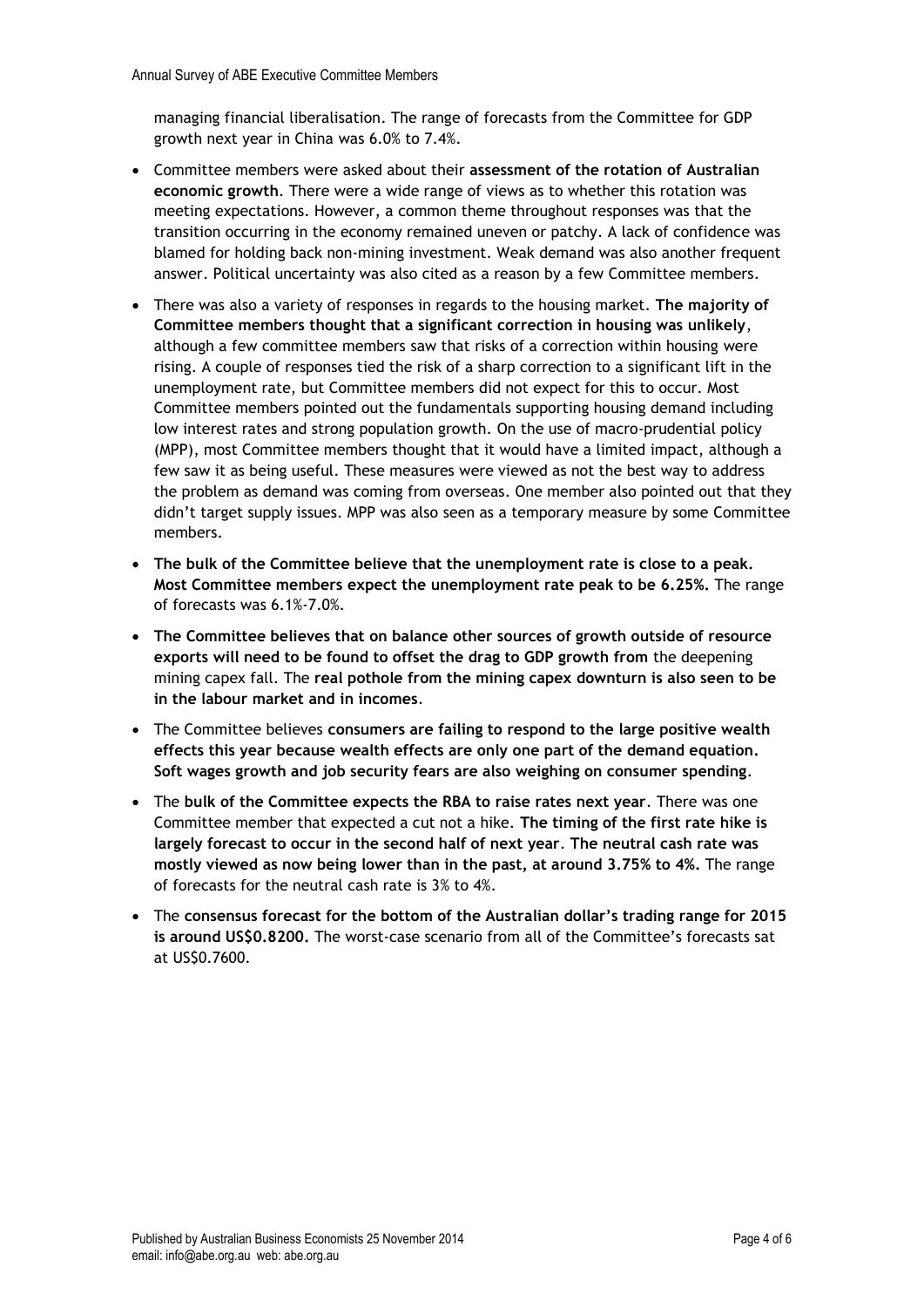managing financial liberalisation. The range of forecasts from the Committee for GDP growth next year in China was 6.0% to 7.4%.

- Committee members were asked about their **assessment of the rotation of Australian economic growth**. There were a wide range of views as to whether this rotation was meeting expectations. However, a common theme throughout responses was that the transition occurring in the economy remained uneven or patchy. A lack of confidence was blamed for holding back non-mining investment. Weak demand was also another frequent answer. Political uncertainty was also cited as a reason by a few Committee members.
- There was also a variety of responses in regards to the housing market. **The majority of Committee members thought that a significant correction in housing was unlikely**, although a few committee members saw that risks of a correction within housing were rising. A couple of responses tied the risk of a sharp correction to a significant lift in the unemployment rate, but Committee members did not expect for this to occur. Most Committee members pointed out the fundamentals supporting housing demand including low interest rates and strong population growth. On the use of macro-prudential policy (MPP), most Committee members thought that it would have a limited impact, although a few saw it as being useful. These measures were viewed as not the best way to address the problem as demand was coming from overseas. One member also pointed out that they didn't target supply issues. MPP was also seen as a temporary measure by some Committee members.
- **The bulk of the Committee believe that the unemployment rate is close to a peak. Most Committee members expect the unemployment rate peak to be 6.25%.** The range of forecasts was 6.1%-7.0%.
- **The Committee believes that on balance other sources of growth outside of resource exports will need to be found to offset the drag to GDP growth from** the deepening mining capex fall. The **real pothole from the mining capex downturn is also seen to be in the labour market and in incomes**.
- The Committee believes **consumers are failing to respond to the large positive wealth effects this year because wealth effects are only one part of the demand equation. Soft wages growth and job security fears are also weighing on consumer spending**.
- The **bulk of the Committee expects the RBA to raise rates next year**. There was one Committee member that expected a cut not a hike. **The timing of the first rate hike is largely forecast to occur in the second half of next year**. **The neutral cash rate was mostly viewed as now being lower than in the past, at around 3.75% to 4%.** The range of forecasts for the neutral cash rate is 3% to 4%.
- The **consensus forecast for the bottom of the Australian dollar's trading range for 2015 is around US$0.8200.** The worst-case scenario from all of the Committee's forecasts sat at US$0.7600.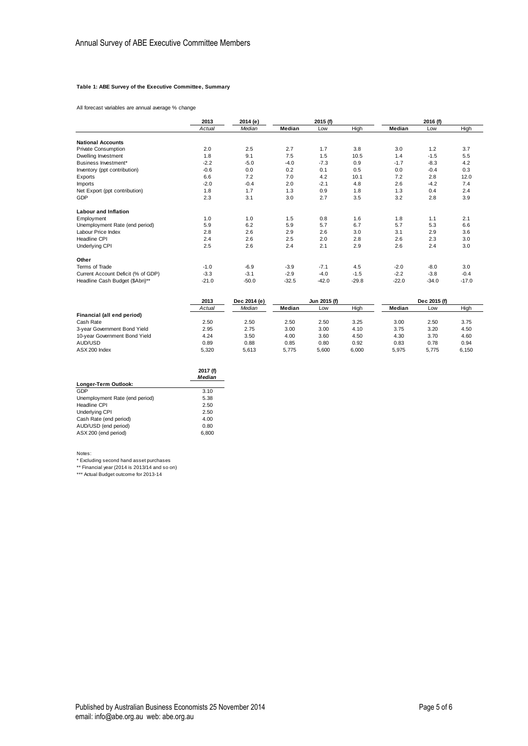# Annual Survey of ABE Executive Committee Members

**Table 1: ABE Survey of the Executive Committee, Summary**

All forecast variables are annual average % change

| | 2013 | 2014 (e) | 2015 (f) | | | 2016 (f) | | |
|---|---|---|---|---|---|---|---|---|
| | *Actual* | *Median* | **Median** | Low | High | **Median** | Low | High |
| **National Accounts** | | | | | | | | |
| Private Consumption | 2.0 | 2.5 | 2.7 | 1.7 | 3.8 | 3.0 | 1.2 | 3.7 |
| Dwelling Investment | 1.8 | 9.1 | 7.5 | 1.5 | 10.5 | 1.4 | -1.5 | 5.5 |
| Business Investment* | -2.2 | -5.0 | -4.0 | -7.3 | 0.9 | -1.7 | -8.3 | 4.2 |
| Inventory (ppt contribution) | -0.6 | 0.0 | 0.2 | 0.1 | 0.5 | 0.0 | -0.4 | 0.3 |
| Exports | 6.6 | 7.2 | 7.0 | 4.2 | 10.1 | 7.2 | 2.8 | 12.0 |
| Imports | -2.0 | -0.4 | 2.0 | -2.1 | 4.8 | 2.6 | -4.2 | 7.4 |
| Net Export (ppt contribution) | 1.8 | 1.7 | 1.3 | 0.9 | 1.8 | 1.3 | 0.4 | 2.4 |
| GDP | 2.3 | 3.1 | 3.0 | 2.7 | 3.5 | 3.2 | 2.8 | 3.9 |
| **Labour and Inflation** | | | | | | | | |
| Employment | 1.0 | 1.0 | 1.5 | 0.8 | 1.6 | 1.8 | 1.1 | 2.1 |
| Unemployment Rate (end period) | 5.9 | 6.2 | 5.9 | 5.7 | 6.7 | 5.7 | 5.3 | 6.6 |
| Labour Price Index | 2.8 | 2.6 | 2.9 | 2.6 | 3.0 | 3.1 | 2.9 | 3.6 |
| Headline CPI | 2.4 | 2.6 | 2.5 | 2.0 | 2.8 | 2.6 | 2.3 | 3.0 |
| Underlying CPI | 2.5 | 2.6 | 2.4 | 2.1 | 2.9 | 2.6 | 2.4 | 3.0 |
| **Other** | | | | | | | | |
| Terms of Trade | -1.0 | -6.9 | -3.9 | -7.1 | 4.5 | -2.0 | -8.0 | 3.0 |
| Current Account Deficit (% of GDP) | -3.3 | -3.1 | -2.9 | -4.0 | -1.5 | -2.2 | -3.8 | -0.4 |
| Headline Cash Budget ($Abn)** | -21.0 | -50.0 | -32.5 | -42.0 | -29.8 | -22.0 | -34.0 | -17.0 |

| | 2013 | Dec 2014 (e) | Jun 2015 (f) | | | Dec 2015 (f) | | |
|---|---|---|---|---|---|---|---|---|
| | *Actual* | *Median* | **Median** | Low | High | **Median** | Low | High |
| **Financial (all end period)** | | | | | | | | |
| Cash Rate | 2.50 | 2.50 | 2.50 | 2.50 | 3.25 | 3.00 | 2.50 | 3.75 |
| 3-year Government Bond Yield | 2.95 | 2.75 | 3.00 | 3.00 | 4.10 | 3.75 | 3.20 | 4.50 |
| 10-year Government Bond Yield | 4.24 | 3.50 | 4.00 | 3.60 | 4.50 | 4.30 | 3.70 | 4.60 |
| AUD/USD | 0.89 | 0.88 | 0.85 | 0.80 | 0.92 | 0.83 | 0.78 | 0.94 |
| ASX 200 Index | 5,320 | 5,613 | 5,775 | 5,600 | 6,000 | 5,975 | 5,775 | 6,150 |

| | 2017 (f) |
|---|---|
| | ***Median*** |
| **Longer-Term Outlook:** | |
| GDP | 3.10 |
| Unemployment Rate (end period) | 5.38 |
| Headline CPI | 2.50 |
| Underlying CPI | 2.50 |
| Cash Rate (end period) | 4.00 |
| AUD/USD (end period) | 0.80 |
| ASX 200 (end period) | 6,800 |

Notes:

* Excluding second hand asset purchases

** Financial year (2014 is 2013/14 and so on)

*** Actual Budget outcome for 2013-14

Published by Australian Business Economists 25 November 2014
email: info@abe.org.au web: abe.org.au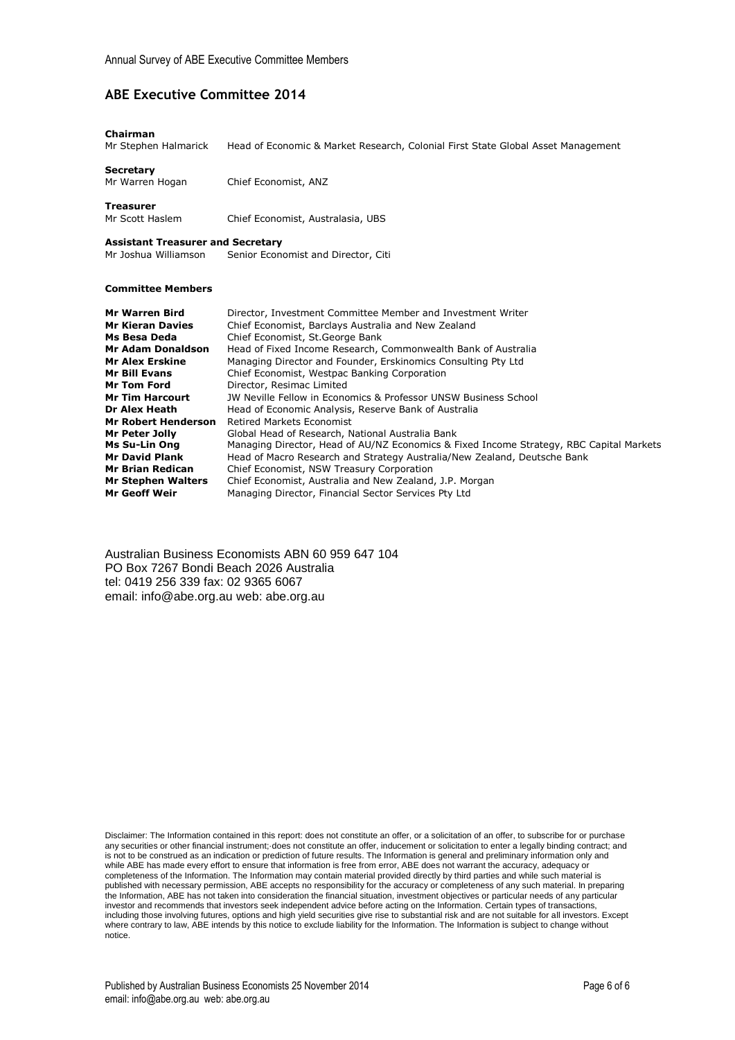## ABE Executive Committee 2014

**Chairman**
Mr Stephen Halmarick — Head of Economic & Market Research, Colonial First State Global Asset Management

**Secretary**
Mr Warren Hogan — Chief Economist, ANZ

**Treasurer**
Mr Scott Haslem — Chief Economist, Australasia, UBS

**Assistant Treasurer and Secretary**
Mr Joshua Williamson — Senior Economist and Director, Citi

**Committee Members**

| | |
|---|---|
| **Mr Warren Bird** | Director, Investment Committee Member and Investment Writer |
| **Mr Kieran Davies** | Chief Economist, Barclays Australia and New Zealand |
| **Ms Besa Deda** | Chief Economist, St.George Bank |
| **Mr Adam Donaldson** | Head of Fixed Income Research, Commonwealth Bank of Australia |
| **Mr Alex Erskine** | Managing Director and Founder, Erskinomics Consulting Pty Ltd |
| **Mr Bill Evans** | Chief Economist, Westpac Banking Corporation |
| **Mr Tom Ford** | Director, Resimac Limited |
| **Mr Tim Harcourt** | JW Neville Fellow in Economics & Professor UNSW Business School |
| **Dr Alex Heath** | Head of Economic Analysis, Reserve Bank of Australia |
| **Mr Robert Henderson** | Retired Markets Economist |
| **Mr Peter Jolly** | Global Head of Research, National Australia Bank |
| **Ms Su-Lin Ong** | Managing Director, Head of AU/NZ Economics & Fixed Income Strategy, RBC Capital Markets |
| **Mr David Plank** | Head of Macro Research and Strategy Australia/New Zealand, Deutsche Bank |
| **Mr Brian Redican** | Chief Economist, NSW Treasury Corporation |
| **Mr Stephen Walters** | Chief Economist, Australia and New Zealand, J.P. Morgan |
| **Mr Geoff Weir** | Managing Director, Financial Sector Services Pty Ltd |

Australian Business Economists ABN 60 959 647 104
PO Box 7267 Bondi Beach 2026 Australia
tel: 0419 256 339 fax: 02 9365 6067
email: info@abe.org.au web: abe.org.au

Disclaimer: The Information contained in this report: does not constitute an offer, or a solicitation of an offer, to subscribe for or purchase any securities or other financial instrument; does not constitute an offer, inducement or solicitation to enter a legally binding contract; and is not to be construed as an indication or prediction of future results. The Information is general and preliminary information only and while ABE has made every effort to ensure that information is free from error, ABE does not warrant the accuracy, adequacy or completeness of the Information. The Information may contain material provided directly by third parties and while such material is published with necessary permission, ABE accepts no responsibility for the accuracy or completeness of any such material. In preparing the Information, ABE has not taken into consideration the financial situation, investment objectives or particular needs of any particular investor and recommends that investors seek independent advice before acting on the Information. Certain types of transactions, including those involving futures, options and high yield securities give rise to substantial risk and are not suitable for all investors. Except where contrary to law, ABE intends by this notice to exclude liability for the Information. The Information is subject to change without notice.